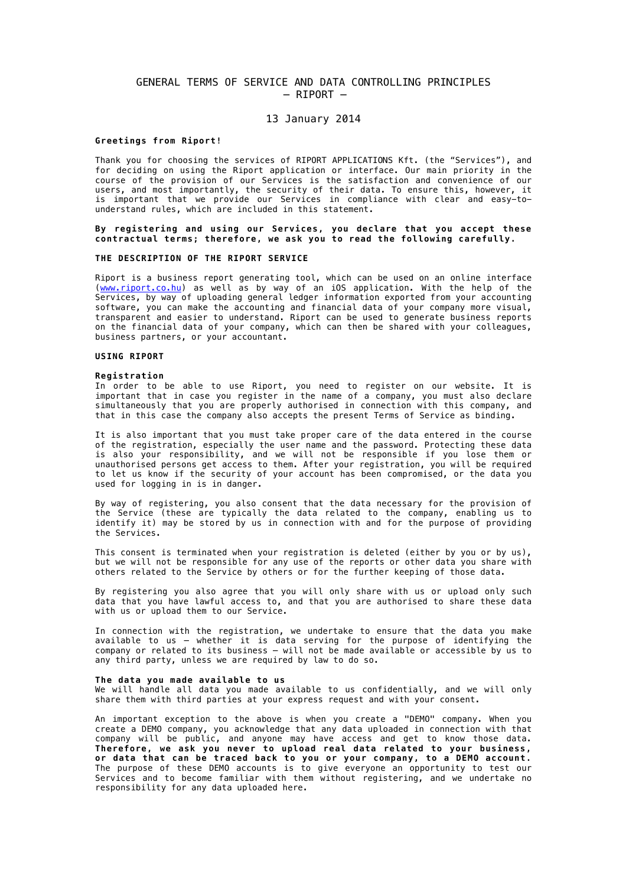# GENERAL TERMS OF SERVICE AND DATA CONTROLLING PRINCIPLES
## – RIPORT –

13 January 2014

**Greetings from Riport!**

Thank you for choosing the services of RIPORT APPLICATIONS Kft. (the "Services"), and for deciding on using the Riport application or interface. Our main priority in the course of the provision of our Services is the satisfaction and convenience of our users, and most importantly, the security of their data. To ensure this, however, it is important that we provide our Services in compliance with clear and easy-to-understand rules, which are included in this statement.

**By registering and using our Services, you declare that you accept these contractual terms; therefore, we ask you to read the following carefully.**

### THE DESCRIPTION OF THE RIPORT SERVICE

Riport is a business report generating tool, which can be used on an online interface (www.riport.co.hu) as well as by way of an iOS application. With the help of the Services, by way of uploading general ledger information exported from your accounting software, you can make the accounting and financial data of your company more visual, transparent and easier to understand. Riport can be used to generate business reports on the financial data of your company, which can then be shared with your colleagues, business partners, or your accountant.

### USING RIPORT

**Registration**
In order to be able to use Riport, you need to register on our website. It is important that in case you register in the name of a company, you must also declare simultaneously that you are properly authorised in connection with this company, and that in this case the company also accepts the present Terms of Service as binding.

It is also important that you must take proper care of the data entered in the course of the registration, especially the user name and the password. Protecting these data is also your responsibility, and we will not be responsible if you lose them or unauthorised persons get access to them. After your registration, you will be required to let us know if the security of your account has been compromised, or the data you used for logging in is in danger.

By way of registering, you also consent that the data necessary for the provision of the Service (these are typically the data related to the company, enabling us to identify it) may be stored by us in connection with and for the purpose of providing the Services.

This consent is terminated when your registration is deleted (either by you or by us), but we will not be responsible for any use of the reports or other data you share with others related to the Service by others or for the further keeping of those data.

By registering you also agree that you will only share with us or upload only such data that you have lawful access to, and that you are authorised to share these data with us or upload them to our Service.

In connection with the registration, we undertake to ensure that the data you make available to us – whether it is data serving for the purpose of identifying the company or related to its business – will not be made available or accessible by us to any third party, unless we are required by law to do so.

**The data you made available to us**
We will handle all data you made available to us confidentially, and we will only share them with third parties at your express request and with your consent.

An important exception to the above is when you create a "DEMO" company. When you create a DEMO company, you acknowledge that any data uploaded in connection with that company will be public, and anyone may have access and get to know those data. **Therefore, we ask you never to upload real data related to your business, or data that can be traced back to you or your company, to a DEMO account.** The purpose of these DEMO accounts is to give everyone an opportunity to test our Services and to become familiar with them without registering, and we undertake no responsibility for any data uploaded here.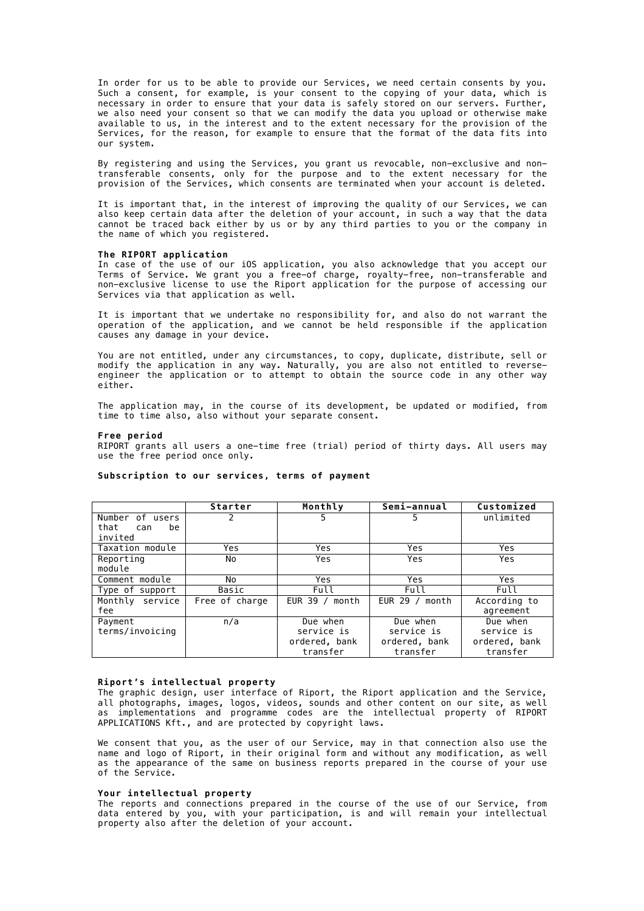In order for us to be able to provide our Services, we need certain consents by you. Such a consent, for example, is your consent to the copying of your data, which is necessary in order to ensure that your data is safely stored on our servers. Further, we also need your consent so that we can modify the data you upload or otherwise make available to us, in the interest and to the extent necessary for the provision of the Services, for the reason, for example to ensure that the format of the data fits into our system.

By registering and using the Services, you grant us revocable, non-exclusive and non-transferable consents, only for the purpose and to the extent necessary for the provision of the Services, which consents are terminated when your account is deleted.

It is important that, in the interest of improving the quality of our Services, we can also keep certain data after the deletion of your account, in such a way that the data cannot be traced back either by us or by any third parties to you or the company in the name of which you registered.

**The RIPORT application**

In case of the use of our iOS application, you also acknowledge that you accept our Terms of Service. We grant you a free-of charge, royalty-free, non-transferable and non-exclusive license to use the Riport application for the purpose of accessing our Services via that application as well.

It is important that we undertake no responsibility for, and also do not warrant the operation of the application, and we cannot be held responsible if the application causes any damage in your device.

You are not entitled, under any circumstances, to copy, duplicate, distribute, sell or modify the application in any way. Naturally, you are also not entitled to reverse-engineer the application or to attempt to obtain the source code in any other way either.

The application may, in the course of its development, be updated or modified, from time to time also, also without your separate consent.

**Free period**

RIPORT grants all users a one-time free (trial) period of thirty days. All users may use the free period once only.

**Subscription to our services, terms of payment**

| | Starter | Monthly | Semi-annual | Customized |
|---|---|---|---|---|
| Number of users that can be invited | 2 | 5 | 5 | unlimited |
| Taxation module | Yes | Yes | Yes | Yes |
| Reporting module | No | Yes | Yes | Yes |
| Comment module | No | Yes | Yes | Yes |
| Type of support | Basic | Full | Full | Full |
| Monthly service fee | Free of charge | EUR 39 / month | EUR 29 / month | According to agreement |
| Payment terms/invoicing | n/a | Due when service is ordered, bank transfer | Due when service is ordered, bank transfer | Due when service is ordered, bank transfer |

**Riport's intellectual property**

The graphic design, user interface of Riport, the Riport application and the Service, all photographs, images, logos, videos, sounds and other content on our site, as well as implementations and programme codes are the intellectual property of RIPORT APPLICATIONS Kft., and are protected by copyright laws.

We consent that you, as the user of our Service, may in that connection also use the name and logo of Riport, in their original form and without any modification, as well as the appearance of the same on business reports prepared in the course of your use of the Service.

**Your intellectual property**

The reports and connections prepared in the course of the use of our Service, from data entered by you, with your participation, is and will remain your intellectual property also after the deletion of your account.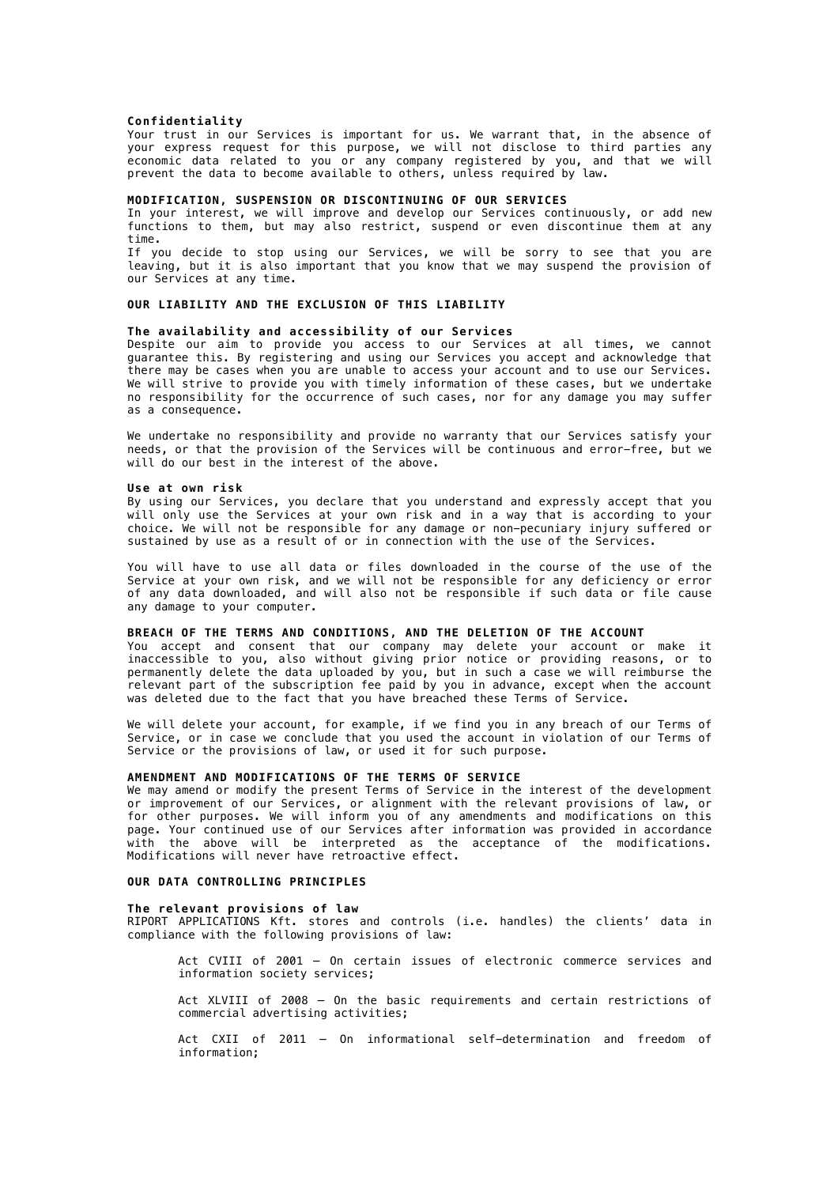**Confidentiality**

Your trust in our Services is important for us. We warrant that, in the absence of your express request for this purpose, we will not disclose to third parties any economic data related to you or any company registered by you, and that we will prevent the data to become available to others, unless required by law.

**MODIFICATION, SUSPENSION OR DISCONTINUING OF OUR SERVICES**

In your interest, we will improve and develop our Services continuously, or add new functions to them, but may also restrict, suspend or even discontinue them at any time.

If you decide to stop using our Services, we will be sorry to see that you are leaving, but it is also important that you know that we may suspend the provision of our Services at any time.

**OUR LIABILITY AND THE EXCLUSION OF THIS LIABILITY**

**The availability and accessibility of our Services**

Despite our aim to provide you access to our Services at all times, we cannot guarantee this. By registering and using our Services you accept and acknowledge that there may be cases when you are unable to access your account and to use our Services. We will strive to provide you with timely information of these cases, but we undertake no responsibility for the occurrence of such cases, nor for any damage you may suffer as a consequence.

We undertake no responsibility and provide no warranty that our Services satisfy your needs, or that the provision of the Services will be continuous and error-free, but we will do our best in the interest of the above.

**Use at own risk**

By using our Services, you declare that you understand and expressly accept that you will only use the Services at your own risk and in a way that is according to your choice. We will not be responsible for any damage or non-pecuniary injury suffered or sustained by use as a result of or in connection with the use of the Services.

You will have to use all data or files downloaded in the course of the use of the Service at your own risk, and we will not be responsible for any deficiency or error of any data downloaded, and will also not be responsible if such data or file cause any damage to your computer.

**BREACH OF THE TERMS AND CONDITIONS, AND THE DELETION OF THE ACCOUNT**

You accept and consent that our company may delete your account or make it inaccessible to you, also without giving prior notice or providing reasons, or to permanently delete the data uploaded by you, but in such a case we will reimburse the relevant part of the subscription fee paid by you in advance, except when the account was deleted due to the fact that you have breached these Terms of Service.

We will delete your account, for example, if we find you in any breach of our Terms of Service, or in case we conclude that you used the account in violation of our Terms of Service or the provisions of law, or used it for such purpose.

**AMENDMENT AND MODIFICATIONS OF THE TERMS OF SERVICE**

We may amend or modify the present Terms of Service in the interest of the development or improvement of our Services, or alignment with the relevant provisions of law, or for other purposes. We will inform you of any amendments and modifications on this page. Your continued use of our Services after information was provided in accordance with the above will be interpreted as the acceptance of the modifications. Modifications will never have retroactive effect.

**OUR DATA CONTROLLING PRINCIPLES**

**The relevant provisions of law**

RIPORT APPLICATIONS Kft. stores and controls (i.e. handles) the clients' data in compliance with the following provisions of law:

> Act CVIII of 2001 – On certain issues of electronic commerce services and information society services;
>
> Act XLVIII of 2008 – On the basic requirements and certain restrictions of commercial advertising activities;
>
> Act CXII of 2011 – On informational self-determination and freedom of information;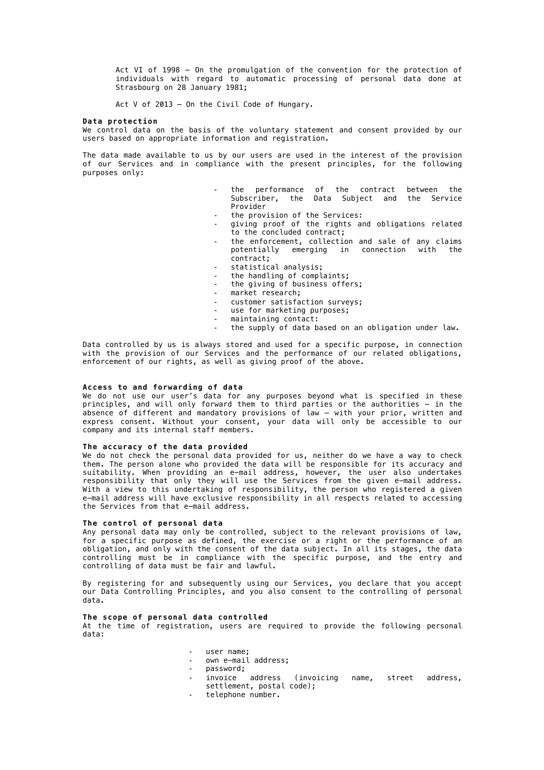Act VI of 1998 – On the promulgation of the convention for the protection of individuals with regard to automatic processing of personal data done at Strasbourg on 28 January 1981;

Act V of 2013 – On the Civil Code of Hungary.

**Data protection**

We control data on the basis of the voluntary statement and consent provided by our users based on appropriate information and registration.

The data made available to us by our users are used in the interest of the provision of our Services and in compliance with the present principles, for the following purposes only:

- the performance of the contract between the Subscriber, the Data Subject and the Service Provider
- the provision of the Services:
- giving proof of the rights and obligations related to the concluded contract;
- the enforcement, collection and sale of any claims potentially emerging in connection with the contract;
- statistical analysis;
- the handling of complaints;
- the giving of business offers;
- market research;
- customer satisfaction surveys;
- use for marketing purposes;
- maintaining contact:
- the supply of data based on an obligation under law.

Data controlled by us is always stored and used for a specific purpose, in connection with the provision of our Services and the performance of our related obligations, enforcement of our rights, as well as giving proof of the above.

**Access to and forwarding of data**

We do not use our user's data for any purposes beyond what is specified in these principles, and will only forward them to third parties or the authorities – in the absence of different and mandatory provisions of law – with your prior, written and express consent. Without your consent, your data will only be accessible to our company and its internal staff members.

**The accuracy of the data provided**

We do not check the personal data provided for us, neither do we have a way to check them. The person alone who provided the data will be responsible for its accuracy and suitability. When providing an e-mail address, however, the user also undertakes responsibility that only they will use the Services from the given e-mail address. With a view to this undertaking of responsibility, the person who registered a given e-mail address will have exclusive responsibility in all respects related to accessing the Services from that e-mail address.

**The control of personal data**

Any personal data may only be controlled, subject to the relevant provisions of law, for a specific purpose as defined, the exercise or a right or the performance of an obligation, and only with the consent of the data subject. In all its stages, the data controlling must be in compliance with the specific purpose, and the entry and controlling of data must be fair and lawful.

By registering for and subsequently using our Services, you declare that you accept our Data Controlling Principles, and you also consent to the controlling of personal data.

**The scope of personal data controlled**

At the time of registration, users are required to provide the following personal data:

- user name;
- own e-mail address;
- password;
- invoice address (invoicing name, street address, settlement, postal code);
- telephone number.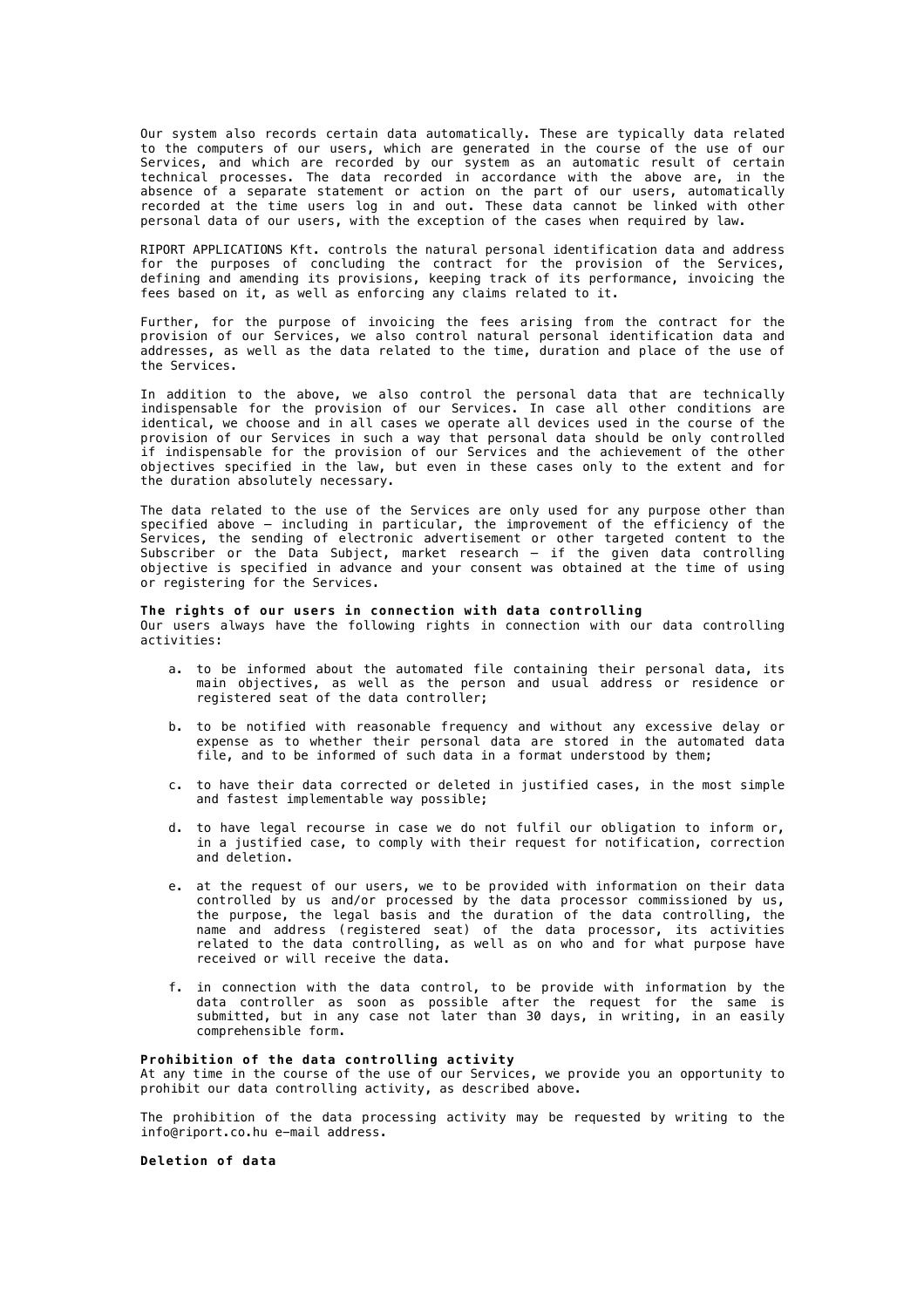Our system also records certain data automatically. These are typically data related to the computers of our users, which are generated in the course of the use of our Services, and which are recorded by our system as an automatic result of certain technical processes. The data recorded in accordance with the above are, in the absence of a separate statement or action on the part of our users, automatically recorded at the time users log in and out. These data cannot be linked with other personal data of our users, with the exception of the cases when required by law.

RIPORT APPLICATIONS Kft. controls the natural personal identification data and address for the purposes of concluding the contract for the provision of the Services, defining and amending its provisions, keeping track of its performance, invoicing the fees based on it, as well as enforcing any claims related to it.

Further, for the purpose of invoicing the fees arising from the contract for the provision of our Services, we also control natural personal identification data and addresses, as well as the data related to the time, duration and place of the use of the Services.

In addition to the above, we also control the personal data that are technically indispensable for the provision of our Services. In case all other conditions are identical, we choose and in all cases we operate all devices used in the course of the provision of our Services in such a way that personal data should be only controlled if indispensable for the provision of our Services and the achievement of the other objectives specified in the law, but even in these cases only to the extent and for the duration absolutely necessary.

The data related to the use of the Services are only used for any purpose other than specified above – including in particular, the improvement of the efficiency of the Services, the sending of electronic advertisement or other targeted content to the Subscriber or the Data Subject, market research – if the given data controlling objective is specified in advance and your consent was obtained at the time of using or registering for the Services.

**The rights of our users in connection with data controlling**
Our users always have the following rights in connection with our data controlling activities:

a. to be informed about the automated file containing their personal data, its main objectives, as well as the person and usual address or residence or registered seat of the data controller;

b. to be notified with reasonable frequency and without any excessive delay or expense as to whether their personal data are stored in the automated data file, and to be informed of such data in a format understood by them;

c. to have their data corrected or deleted in justified cases, in the most simple and fastest implementable way possible;

d. to have legal recourse in case we do not fulfil our obligation to inform or, in a justified case, to comply with their request for notification, correction and deletion.

e. at the request of our users, we to be provided with information on their data controlled by us and/or processed by the data processor commissioned by us, the purpose, the legal basis and the duration of the data controlling, the name and address (registered seat) of the data processor, its activities related to the data controlling, as well as on who and for what purpose have received or will receive the data.

f. in connection with the data control, to be provide with information by the data controller as soon as possible after the request for the same is submitted, but in any case not later than 30 days, in writing, in an easily comprehensible form.

**Prohibition of the data controlling activity**
At any time in the course of the use of our Services, we provide you an opportunity to prohibit our data controlling activity, as described above.

The prohibition of the data processing activity may be requested by writing to the info@riport.co.hu e-mail address.

**Deletion of data**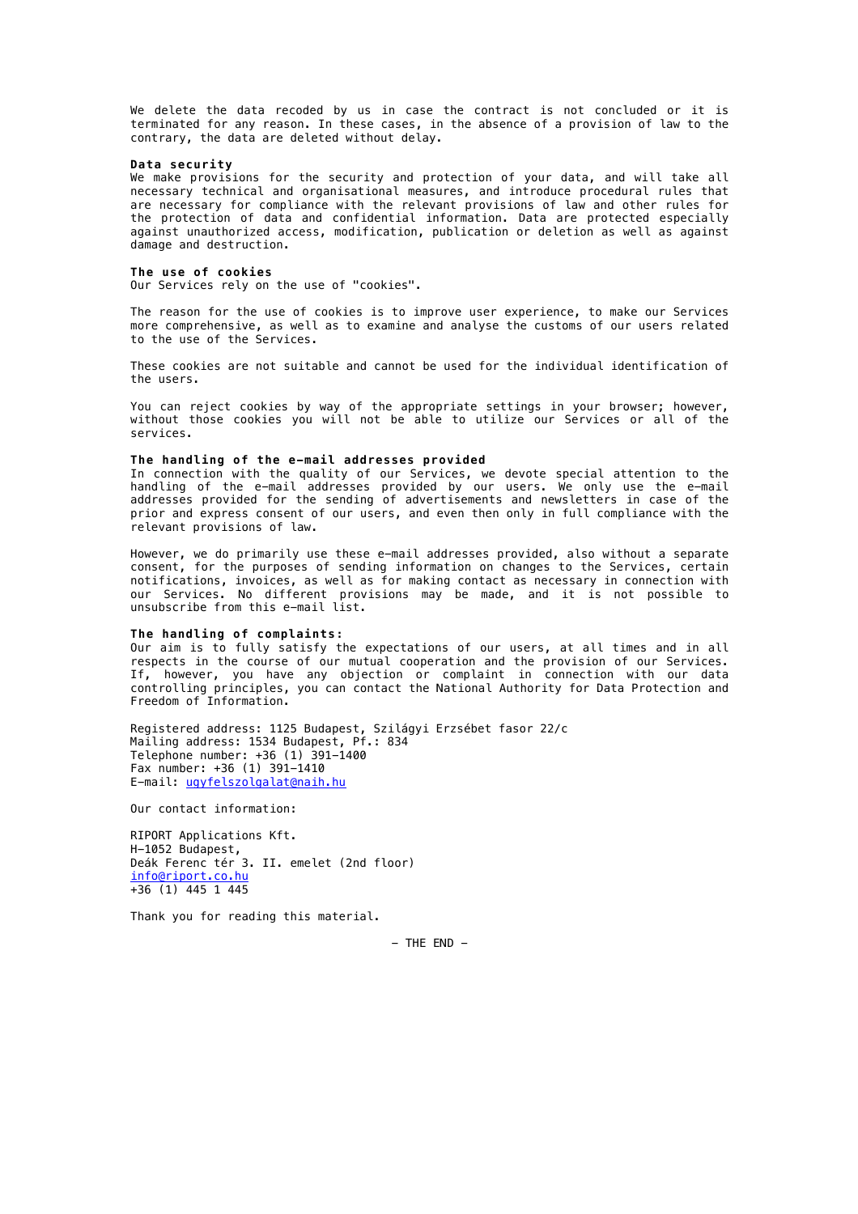We delete the data recoded by us in case the contract is not concluded or it is terminated for any reason. In these cases, in the absence of a provision of law to the contrary, the data are deleted without delay.

**Data security**
We make provisions for the security and protection of your data, and will take all necessary technical and organisational measures, and introduce procedural rules that are necessary for compliance with the relevant provisions of law and other rules for the protection of data and confidential information. Data are protected especially against unauthorized access, modification, publication or deletion as well as against damage and destruction.

**The use of cookies**
Our Services rely on the use of "cookies".

The reason for the use of cookies is to improve user experience, to make our Services more comprehensive, as well as to examine and analyse the customs of our users related to the use of the Services.

These cookies are not suitable and cannot be used for the individual identification of the users.

You can reject cookies by way of the appropriate settings in your browser; however, without those cookies you will not be able to utilize our Services or all of the services.

**The handling of the e-mail addresses provided**
In connection with the quality of our Services, we devote special attention to the handling of the e-mail addresses provided by our users. We only use the e-mail addresses provided for the sending of advertisements and newsletters in case of the prior and express consent of our users, and even then only in full compliance with the relevant provisions of law.

However, we do primarily use these e-mail addresses provided, also without a separate consent, for the purposes of sending information on changes to the Services, certain notifications, invoices, as well as for making contact as necessary in connection with our Services. No different provisions may be made, and it is not possible to unsubscribe from this e-mail list.

**The handling of complaints:**
Our aim is to fully satisfy the expectations of our users, at all times and in all respects in the course of our mutual cooperation and the provision of our Services. If, however, you have any objection or complaint in connection with our data controlling principles, you can contact the National Authority for Data Protection and Freedom of Information.

Registered address: 1125 Budapest, Szilágyi Erzsébet fasor 22/c
Mailing address: 1534 Budapest, Pf.: 834
Telephone number: +36 (1) 391-1400
Fax number: +36 (1) 391-1410
E-mail: ugyfelszolgalat@naih.hu

Our contact information:

RIPORT Applications Kft.
H-1052 Budapest,
Deák Ferenc tér 3. II. emelet (2nd floor)
info@riport.co.hu
+36 (1) 445 1 445

Thank you for reading this material.

– THE END –